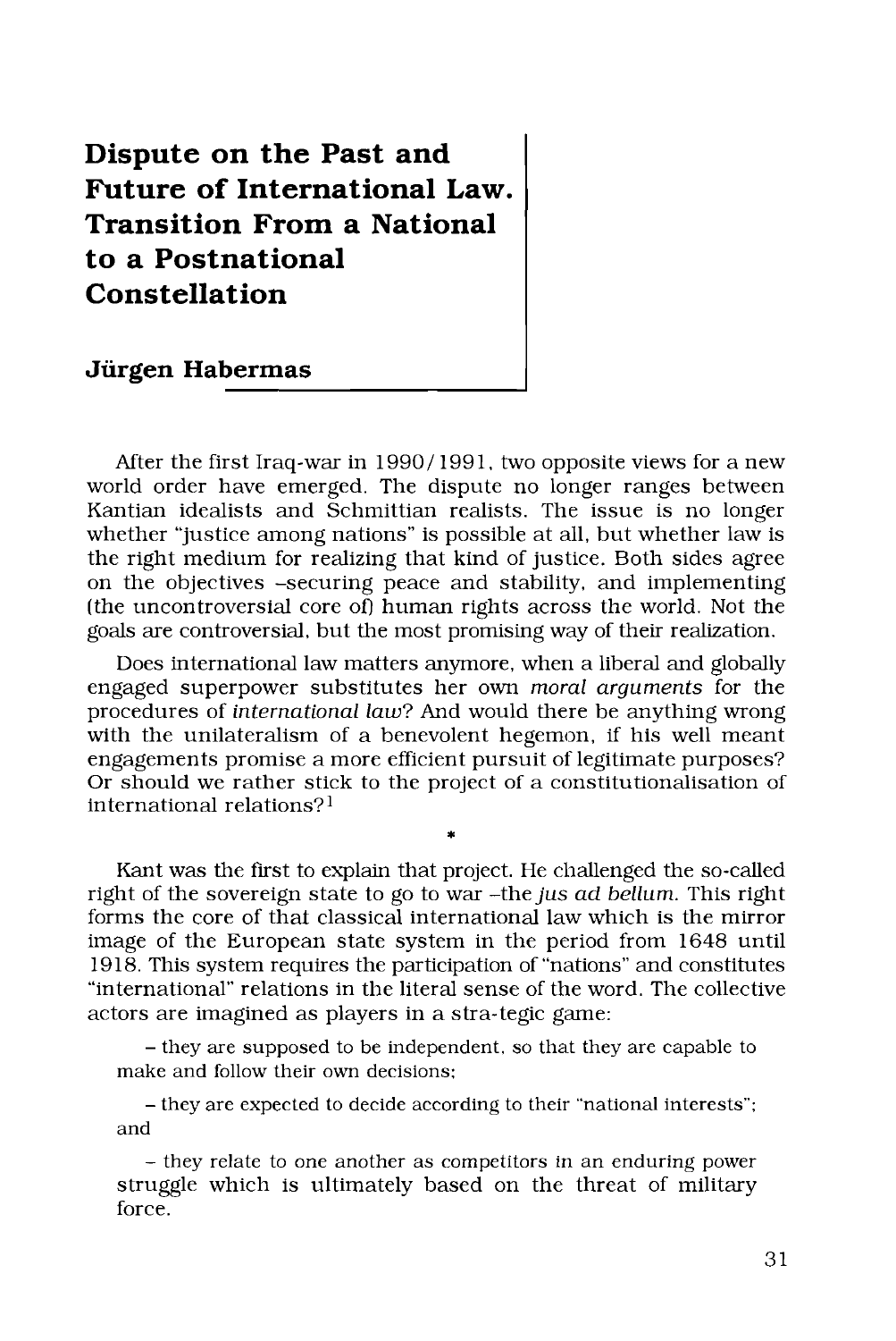# Dispute on the Past and Future of International Law. Transition From a National to a Postnational Constellation

## Jürgen Habermas

After the first Iraq-war in 1990/1991, two opposite views for a new world order have emerged. The dispute no longer ranges between Kantian idealists and Schmittian realists. The issue is no longer whether "justice among nations" is possible at all, but whether law is the right medium for realizing that kind of justice. Both sides agree on the objectives –securing peace and stability, and implementing (the uncontroversial core of) human rights across the world. Not the goals are controversial, but the most promising way of their realization.

Does international law matters anymore, when a liberal and globally engaged superpower substitutes her own *moral arguments* for the procedures of *international law*? And would there be anything wrong with the unilateralism of a benevolent hegemon, if his well meant engagements promise a more efficient pursuit of legitimate purposes? Or should we rather stick to the project of a constitutionalisation of international relations?[1]

*

Kant was the first to explain that project. He challenged the so-called right of the sovereign state to go to war –the *jus ad bellum*. This right forms the core of that classical international law which is the mirror image of the European state system in the period from 1648 until 1918. This system requires the participation of "nations" and constitutes "international" relations in the literal sense of the word. The collective actors are imagined as players in a stra-tegic game:

– they are supposed to be independent, so that they are capable to make and follow their own decisions;

– they are expected to decide according to their "national interests"; and

– they relate to one another as competitors in an enduring power struggle which is ultimately based on the threat of military force.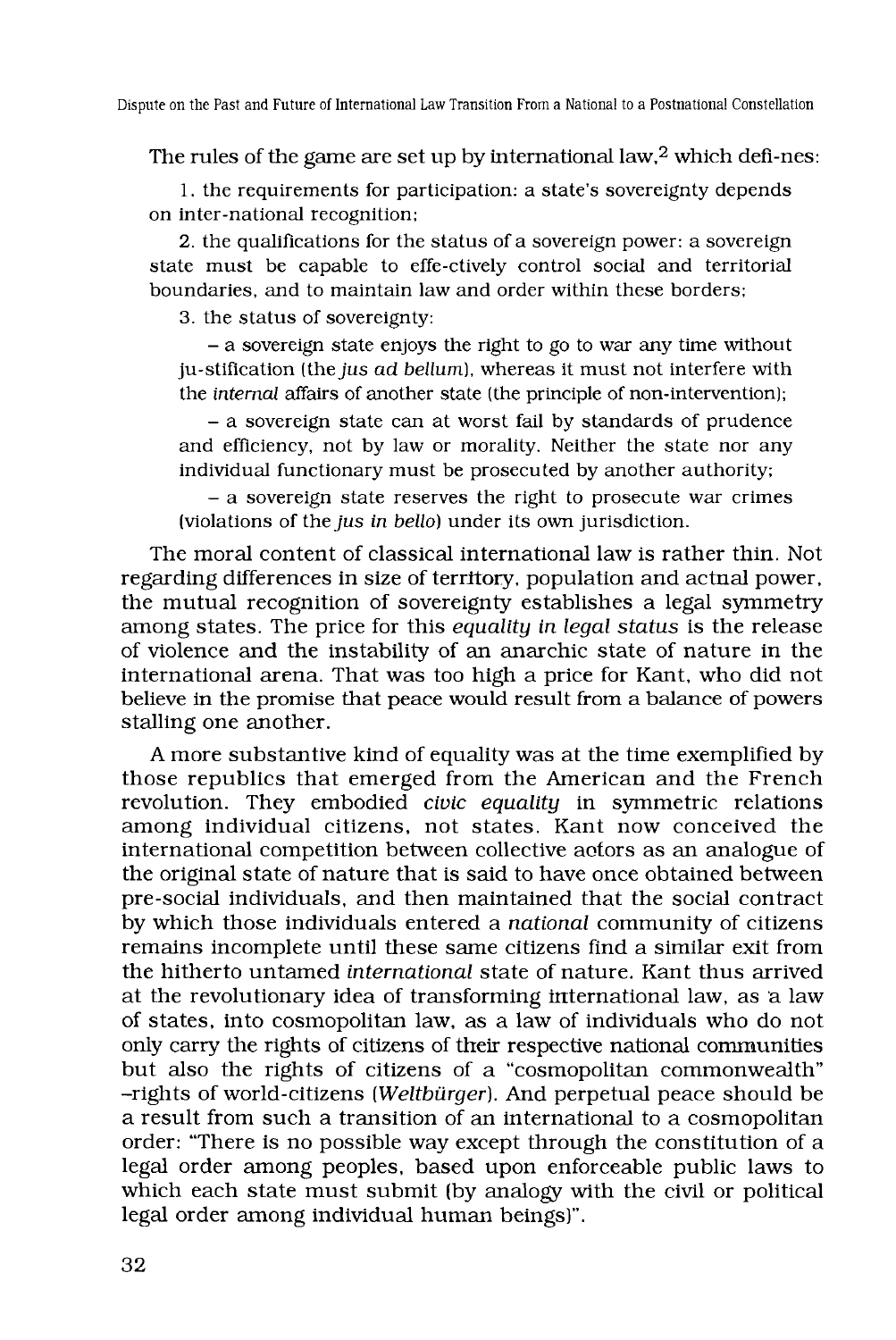The rules of the game are set up by international law,[2] which defi-nes:

1. the requirements for participation: a state's sovereignty depends on inter-national recognition;

2. the qualifications for the status of a sovereign power: a sovereign state must be capable to effe-ctively control social and territorial boundaries, and to maintain law and order within these borders;

3. the status of sovereignty:

– a sovereign state enjoys the right to go to war any time without ju-stification (the *jus ad bellum*), whereas it must not interfere with the *internal* affairs of another state (the principle of non-intervention);

– a sovereign state can at worst fail by standards of prudence and efficiency, not by law or morality. Neither the state nor any individual functionary must be prosecuted by another authority;

– a sovereign state reserves the right to prosecute war crimes (violations of the *jus in bello*) under its own jurisdiction.

The moral content of classical international law is rather thin. Not regarding differences in size of territory, population and actnal power, the mutual recognition of sovereignty establishes a legal symmetry among states. The price for this *equality in legal status* is the release of violence and the instability of an anarchic state of nature in the international arena. That was too high a price for Kant, who did not believe in the promise that peace would result from a balance of powers stalling one another.

A more substantive kind of equality was at the time exemplified by those republics that emerged from the American and the French revolution. They embodied *civic equality* in symmetric relations among individual citizens, not states. Kant now conceived the international competition between collective actors as an analogue of the original state of nature that is said to have once obtained between pre-social individuals, and then maintained that the social contract by which those individuals entered a *national* community of citizens remains incomplete until these same citizens find a similar exit from the hitherto untamed *international* state of nature. Kant thus arrived at the revolutionary idea of transforming international law, as a law of states, into cosmopolitan law, as a law of individuals who do not only carry the rights of citizens of their respective national communities but also the rights of citizens of a "cosmopolitan commonwealth" –rights of world-citizens (*Weltbürger*). And perpetual peace should be a result from such a transition of an international to a cosmopolitan order: "There is no possible way except through the constitution of a legal order among peoples, based upon enforceable public laws to which each state must submit (by analogy with the civil or political legal order among individual human beings)".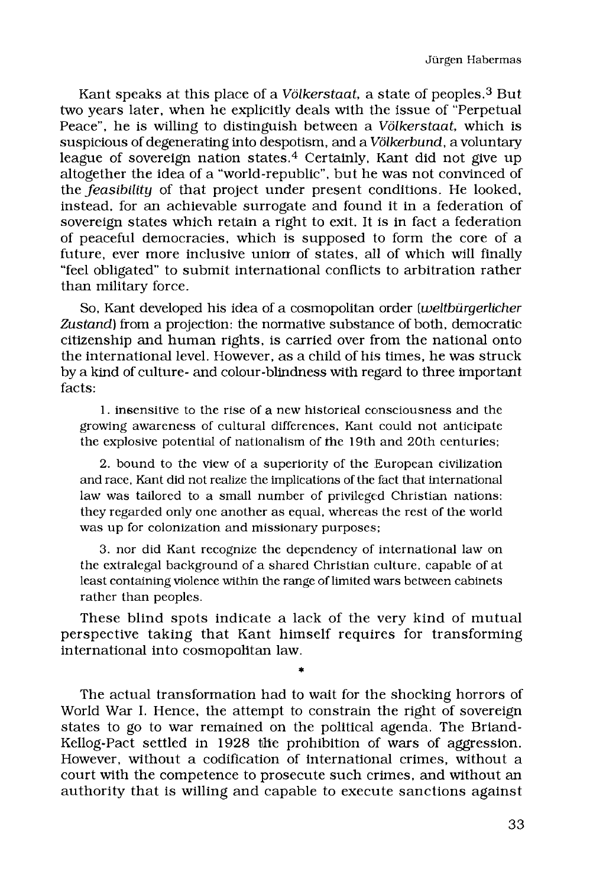Kant speaks at this place of a *Völkerstaat*, a state of peoples.[3] But two years later, when he explicitly deals with the issue of "Perpetual Peace", he is willing to distinguish between a *Völkerstaat*, which is suspicious of degenerating into despotism, and a *Völkerbund*, a voluntary league of sovereign nation states.[4] Certainly, Kant did not give up altogether the idea of a "world-republic", but he was not convinced of the *feasibility* of that project under present conditions. He looked, instead, for an achievable surrogate and found it in a federation of sovereign states which retain a right to exit. It is in fact a federation of peaceful democracies, which is supposed to form the core of a future, ever more inclusive union of states, all of which will finally "feel obligated" to submit international conflicts to arbitration rather than military force.

So, Kant developed his idea of a cosmopolitan order (*weltbürgerlicher Zustand*) from a projection: the normative substance of both, democratic citizenship and human rights, is carried over from the national onto the international level. However, as a child of his times, he was struck by a kind of culture- and colour-blindness with regard to three important facts:

1. insensitive to the rise of a new historical consciousness and the growing awareness of cultural differences, Kant could not anticipate the explosive potential of nationalism of the 19th and 20th centuries;

2. bound to the view of a superiority of the European civilization and race, Kant did not realize the implications of the fact that international law was tailored to a small number of privileged Christian nations: they regarded only one another as equal, whereas the rest of the world was up for colonization and missionary purposes;

3. nor did Kant recognize the dependency of international law on the extralegal background of a shared Christian culture, capable of at least containing violence within the range of limited wars between cabinets rather than peoples.

These blind spots indicate a lack of the very kind of mutual perspective taking that Kant himself requires for transforming international into cosmopolitan law.

*

The actual transformation had to wait for the shocking horrors of World War I. Hence, the attempt to constrain the right of sovereign states to go to war remained on the political agenda. The Briand-Kellog-Pact settled in 1928 the prohibition of wars of aggression. However, without a codification of international crimes, without a court with the competence to prosecute such crimes, and without an authority that is willing and capable to execute sanctions against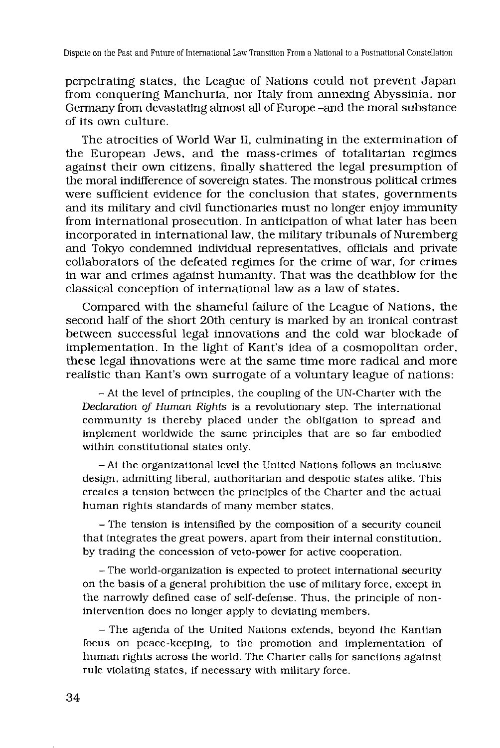perpetrating states, the League of Nations could not prevent Japan from conquering Manchuria, nor Italy from annexing Abyssinia, nor Germany from devastating almost all of Europe –and the moral substance of its own culture.

The atrocities of World War II, culminating in the extermination of the European Jews, and the mass-crimes of totalitarian regimes against their own citizens, finally shattered the legal presumption of the moral indifference of sovereign states. The monstrous political crimes were sufficient evidence for the conclusion that states, governments and its military and civil functionaries must no longer enjoy immunity from international prosecution. In anticipation of what later has been incorporated in international law, the military tribunals of Nuremberg and Tokyo condemned individual representatives, officials and private collaborators of the defeated regimes for the crime of war, for crimes in war and crimes against humanity. That was the deathblow for the classical conception of international law as a law of states.

Compared with the shameful failure of the League of Nations, the second half of the short 20th century is marked by an ironical contrast between successful legal innovations and the cold war blockade of implementation. In the light of Kant's idea of a cosmopolitan order, these legal innovations were at the same time more radical and more realistic than Kant's own surrogate of a voluntary league of nations:

– At the level of principles, the coupling of the UN-Charter with the *Declaration of Human Rights* is a revolutionary step. The international community is thereby placed under the obligation to spread and implement worldwide the same principles that are so far embodied within constitutional states only.

– At the organizational level the United Nations follows an inclusive design, admitting liberal, authoritarian and despotic states alike. This creates a tension between the principles of the Charter and the actual human rights standards of many member states.

– The tension is intensified by the composition of a security council that integrates the great powers, apart from their internal constitution, by trading the concession of veto-power for active cooperation.

– The world-organization is expected to protect international security on the basis of a general prohibition the use of military force, except in the narrowly defined case of self-defense. Thus, the principle of non-intervention does no longer apply to deviating members.

– The agenda of the United Nations extends, beyond the Kantian focus on peace-keeping, to the promotion and implementation of human rights across the world. The Charter calls for sanctions against rule violating states, if necessary with military force.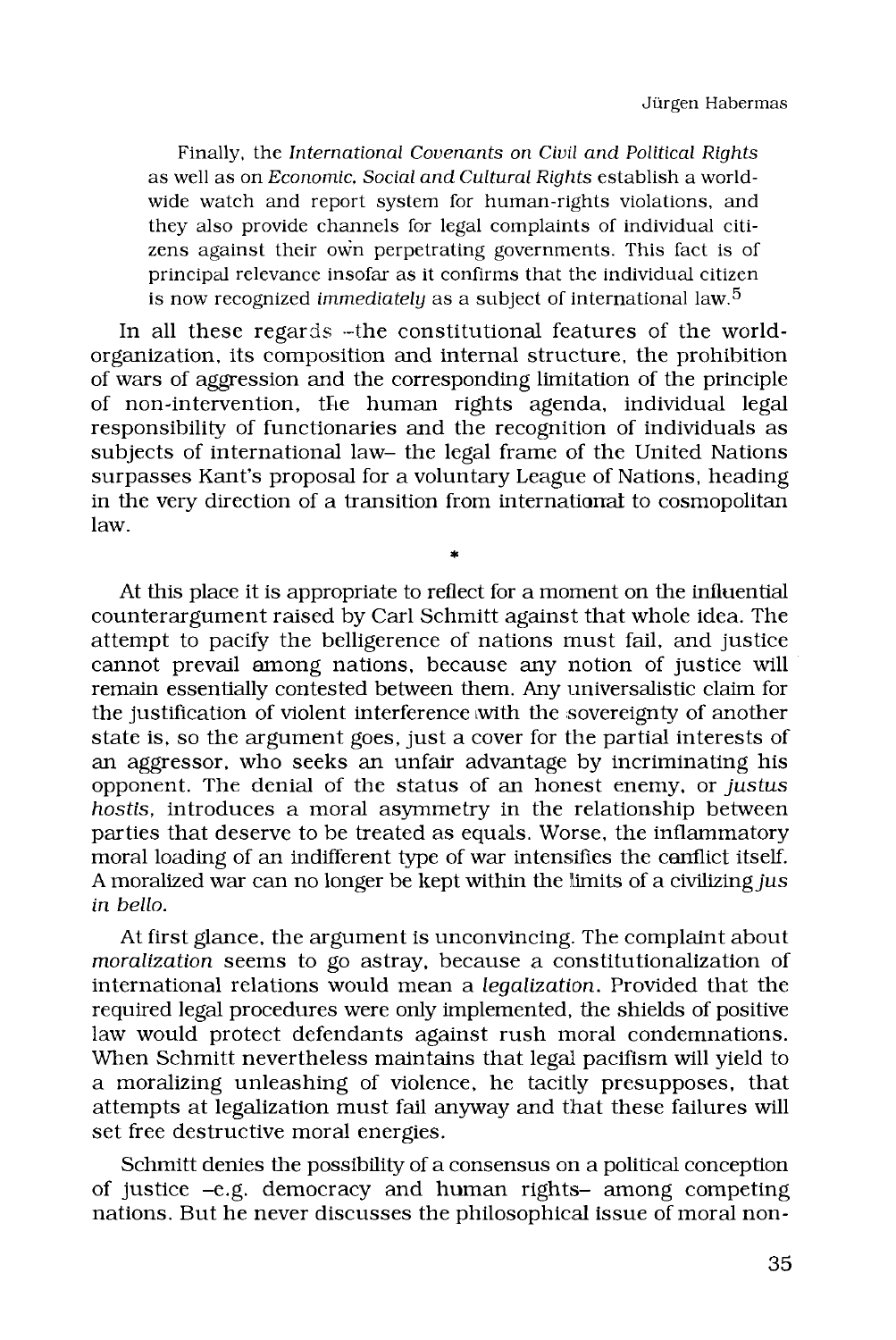Finally, the *International Covenants on Civil and Political Rights* as well as on *Economic, Social and Cultural Rights* establish a world-wide watch and report system for human-rights violations, and they also provide channels for legal complaints of individual citizens against their own perpetrating governments. This fact is of principal relevance insofar as it confirms that the individual citizen is now recognized *immediately* as a subject of international law.[5]

In all these regards –the constitutional features of the world-organization, its composition and internal structure, the prohibition of wars of aggression and the corresponding limitation of the principle of non-intervention, the human rights agenda, individual legal responsibility of functionaries and the recognition of individuals as subjects of international law– the legal frame of the United Nations surpasses Kant's proposal for a voluntary League of Nations, heading in the very direction of a transition from international to cosmopolitan law.

*

At this place it is appropriate to reflect for a moment on the influential counterargument raised by Carl Schmitt against that whole idea. The attempt to pacify the belligerence of nations must fail, and justice cannot prevail among nations, because any notion of justice will remain essentially contested between them. Any universalistic claim for the justification of violent interference with the sovereignty of another state is, so the argument goes, just a cover for the partial interests of an aggressor, who seeks an unfair advantage by incriminating his opponent. The denial of the status of an honest enemy, or *justus hostis*, introduces a moral asymmetry in the relationship between parties that deserve to be treated as equals. Worse, the inflammatory moral loading of an indifferent type of war intensifies the conflict itself. A moralized war can no longer be kept within the limits of a civilizing *jus in bello*.

At first glance, the argument is unconvincing. The complaint about *moralization* seems to go astray, because a constitutionalization of international relations would mean a *legalization*. Provided that the required legal procedures were only implemented, the shields of positive law would protect defendants against rush moral condemnations. When Schmitt nevertheless maintains that legal pacifism will yield to a moralizing unleashing of violence, he tacitly presupposes, that attempts at legalization must fail anyway and that these failures will set free destructive moral energies.

Schmitt denies the possibility of a consensus on a political conception of justice –e.g. democracy and human rights– among competing nations. But he never discusses the philosophical issue of moral non-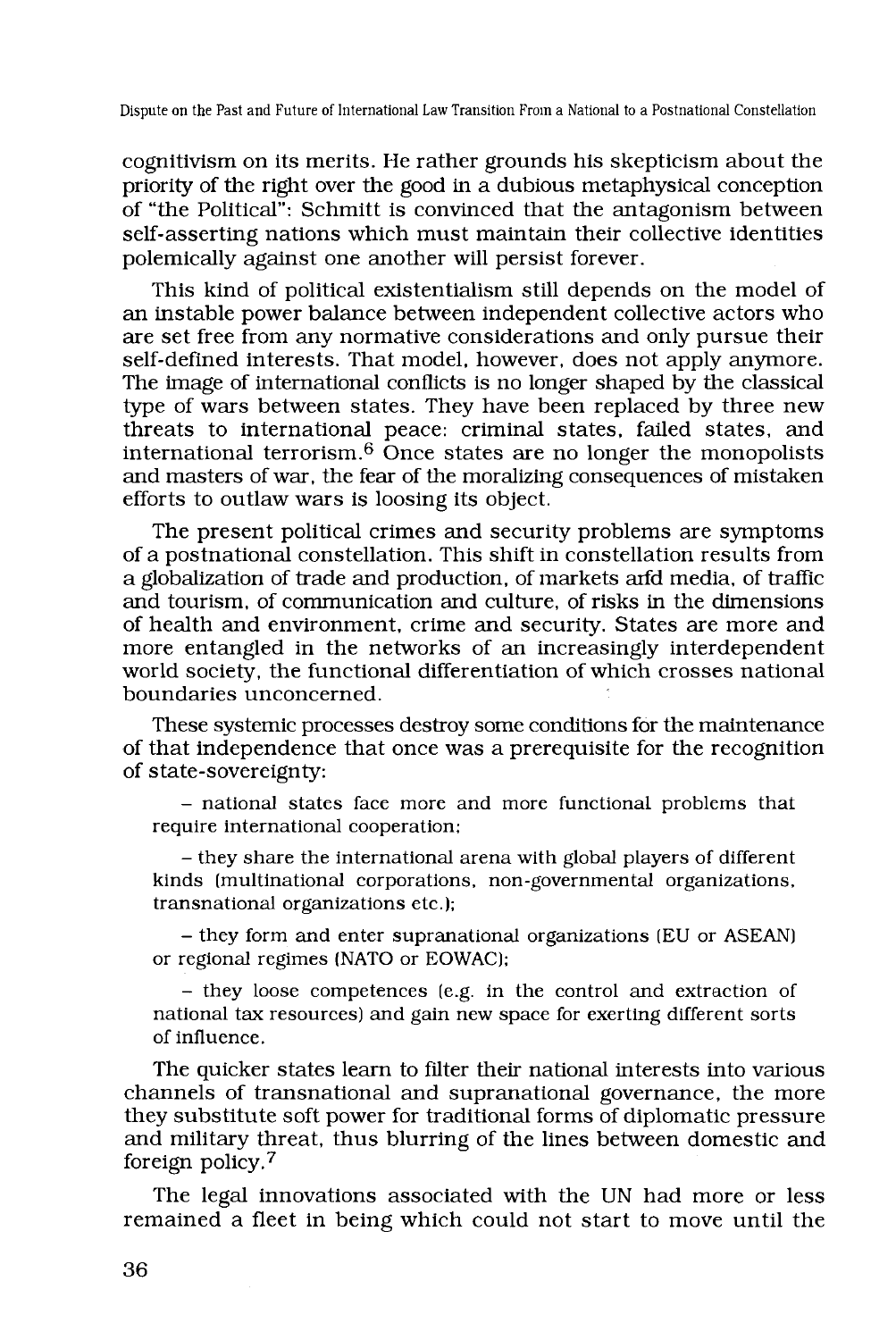cognitivism on its merits. He rather grounds his skepticism about the priority of the right over the good in a dubious metaphysical conception of "the Political": Schmitt is convinced that the antagonism between self-asserting nations which must maintain their collective identities polemically against one another will persist forever.

This kind of political existentialism still depends on the model of an instable power balance between independent collective actors who are set free from any normative considerations and only pursue their self-defined interests. That model, however, does not apply anymore. The image of international conflicts is no longer shaped by the classical type of wars between states. They have been replaced by three new threats to international peace: criminal states, failed states, and international terrorism.[6] Once states are no longer the monopolists and masters of war, the fear of the moralizing consequences of mistaken efforts to outlaw wars is loosing its object.

The present political crimes and security problems are symptoms of a postnational constellation. This shift in constellation results from a globalization of trade and production, of markets arfd media, of traffic and tourism, of communication and culture, of risks in the dimensions of health and environment, crime and security. States are more and more entangled in the networks of an increasingly interdependent world society, the functional differentiation of which crosses national boundaries unconcerned.

These systemic processes destroy some conditions for the maintenance of that independence that once was a prerequisite for the recognition of state-sovereignty:

– national states face more and more functional problems that require international cooperation;

– they share the international arena with global players of different kinds (multinational corporations, non-governmental organizations, transnational organizations etc.);

– they form and enter supranational organizations (EU or ASEAN) or regional regimes (NATO or EOWAC);

– they loose competences (e.g. in the control and extraction of national tax resources) and gain new space for exerting different sorts of influence.

The quicker states learn to filter their national interests into various channels of transnational and supranational governance, the more they substitute soft power for traditional forms of diplomatic pressure and military threat, thus blurring of the lines between domestic and foreign policy.[7]

The legal innovations associated with the UN had more or less remained a fleet in being which could not start to move until the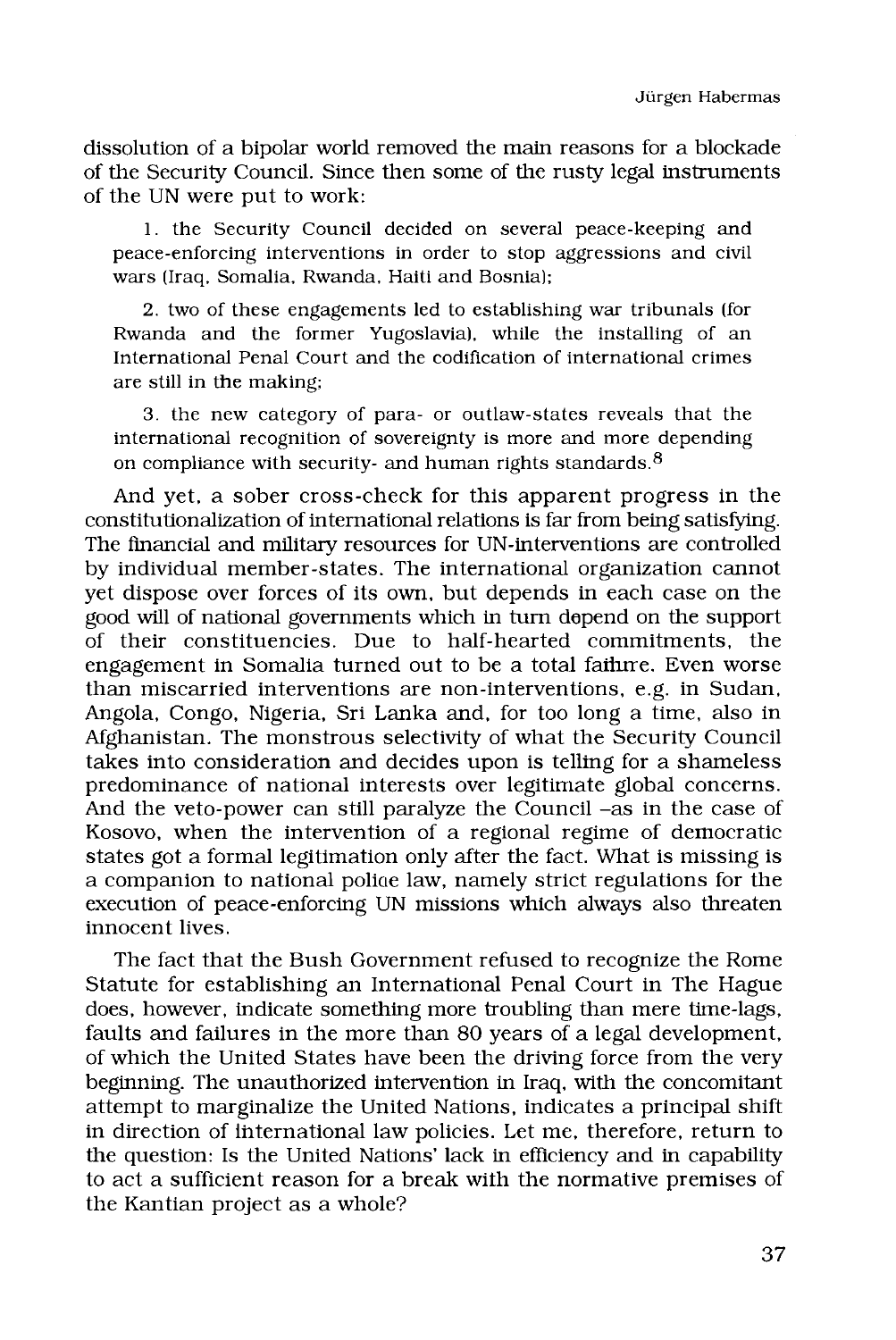dissolution of a bipolar world removed the main reasons for a blockade of the Security Council. Since then some of the rusty legal instruments of the UN were put to work:

> 1. the Security Council decided on several peace-keeping and peace-enforcing interventions in order to stop aggressions and civil wars (Iraq, Somalia, Rwanda, Haiti and Bosnia);
>
> 2. two of these engagements led to establishing war tribunals (for Rwanda and the former Yugoslavia), while the installing of an International Penal Court and the codification of international crimes are still in the making;
>
> 3. the new category of para- or outlaw-states reveals that the international recognition of sovereignty is more and more depending on compliance with security- and human rights standards.[8]

And yet, a sober cross-check for this apparent progress in the constitutionalization of international relations is far from being satisfying. The financial and military resources for UN-interventions are controlled by individual member-states. The international organization cannot yet dispose over forces of its own, but depends in each case on the good will of national governments which in turn depend on the support of their constituencies. Due to half-hearted commitments, the engagement in Somalia turned out to be a total failure. Even worse than miscarried interventions are non-interventions, e.g. in Sudan, Angola, Congo, Nigeria, Sri Lanka and, for too long a time, also in Afghanistan. The monstrous selectivity of what the Security Council takes into consideration and decides upon is telling for a shameless predominance of national interests over legitimate global concerns. And the veto-power can still paralyze the Council –as in the case of Kosovo, when the intervention of a regional regime of democratic states got a formal legitimation only after the fact. What is missing is a companion to national police law, namely strict regulations for the execution of peace-enforcing UN missions which always also threaten innocent lives.

The fact that the Bush Government refused to recognize the Rome Statute for establishing an International Penal Court in The Hague does, however, indicate something more troubling than mere time-lags, faults and failures in the more than 80 years of a legal development, of which the United States have been the driving force from the very beginning. The unauthorized intervention in Iraq, with the concomitant attempt to marginalize the United Nations, indicates a principal shift in direction of international law policies. Let me, therefore, return to the question: Is the United Nations' lack in efficiency and in capability to act a sufficient reason for a break with the normative premises of the Kantian project as a whole?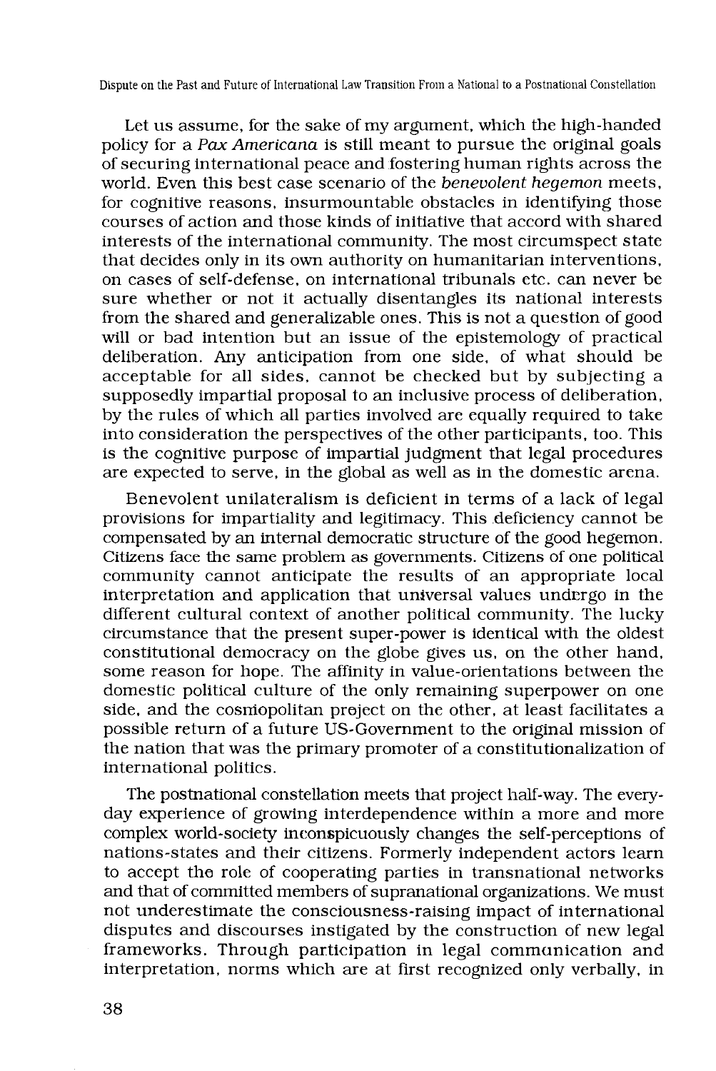Let us assume, for the sake of my argument, which the high-handed policy for a *Pax Americana* is still meant to pursue the original goals of securing international peace and fostering human rights across the world. Even this best case scenario of the *benevolent hegemon* meets, for cognitive reasons, insurmountable obstacles in identifying those courses of action and those kinds of initiative that accord with shared interests of the international community. The most circumspect state that decides only in its own authority on humanitarian interventions, on cases of self-defense, on international tribunals etc. can never be sure whether or not it actually disentangles its national interests from the shared and generalizable ones. This is not a question of good will or bad intention but an issue of the epistemology of practical deliberation. Any anticipation from one side, of what should be acceptable for all sides, cannot be checked but by subjecting a supposedly impartial proposal to an inclusive process of deliberation, by the rules of which all parties involved are equally required to take into consideration the perspectives of the other participants, too. This is the cognitive purpose of impartial judgment that legal procedures are expected to serve, in the global as well as in the domestic arena.

Benevolent unilateralism is deficient in terms of a lack of legal provisions for impartiality and legitimacy. This deficiency cannot be compensated by an internal democratic structure of the good hegemon. Citizens face the same problem as governments. Citizens of one political community cannot anticipate the results of an appropriate local interpretation and application that universal values undergo in the different cultural context of another political community. The lucky circumstance that the present super-power is identical with the oldest constitutional democracy on the globe gives us, on the other hand, some reason for hope. The affinity in value-orientations between the domestic political culture of the only remaining superpower on one side, and the cosmopolitan project on the other, at least facilitates a possible return of a future US-Government to the original mission of the nation that was the primary promoter of a constitutionalization of international politics.

The postnational constellation meets that project half-way. The everyday experience of growing interdependence within a more and more complex world-society inconspicuously changes the self-perceptions of nations-states and their citizens. Formerly independent actors learn to accept the role of cooperating parties in transnational networks and that of committed members of supranational organizations. We must not underestimate the consciousness-raising impact of international disputes and discourses instigated by the construction of new legal frameworks. Through participation in legal communication and interpretation, norms which are at first recognized only verbally, in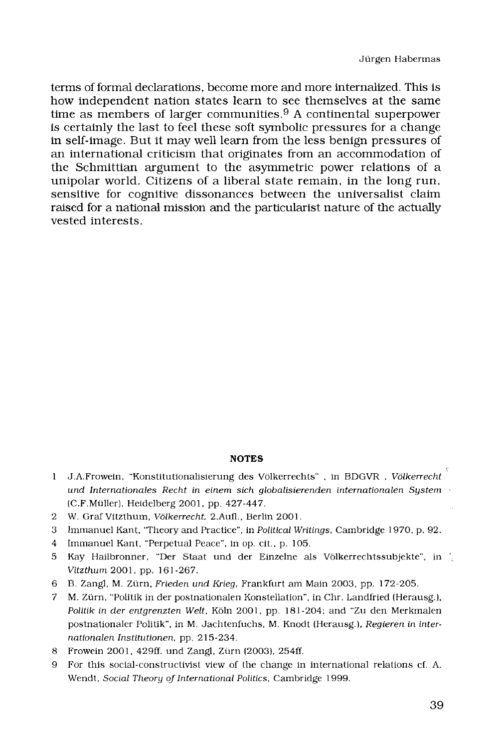terms of formal declarations, become more and more internalized. This is how independent nation states learn to see themselves at the same time as members of larger communities.[9] A continental superpower is certainly the last to feel these soft symbolic pressures for a change in self-image. But it may well learn from the less benign pressures of an international criticism that originates from an accommodation of the Schmittian argument to the asymmetric power relations of a unipolar world. Citizens of a liberal state remain, in the long run, sensitive for cognitive dissonances between the universalist claim raised for a national mission and the particularist nature of the actually vested interests.

## NOTES

1. J.A.Frowein, "Konstitutionalisierung des Völkerrechts" , in BDGVR , *Völkerrecht und Internationales Recht in einem sich globalisierenden internationalen System* (C.F.Müller), Heidelberg 2001, pp. 427-447.
2. W. Graf Vitzthum, *Völkerrecht*, 2.Aufl., Berlin 2001.
3. Immanuel Kant, "Theory and Practice", in *Political Writings*, Cambridge 1970, p. 92.
4. Immanuel Kant, "Perpetual Peace", in op. cit., p. 105.
5. Kay Hailbronner, "Der Staat und der Einzelne als Völkerrechtssubjekte", in *Vitzthum* 2001, pp. 161-267.
6. B. Zangl, M. Zürn, *Frieden und Krieg*, Frankfurt am Main 2003, pp. 172-205.
7. M. Zürn, "Politik in der postnationalen Konstellation", in Chr. Landfried (Herausg.), *Politik in der entgrenzten Welt*, Köln 2001, pp. 181-204; and "Zu den Merkmalen postnationaler Politik", in M. Jachtenfuchs, M. Knodt (Herausg.), *Regieren in internationalen Institutionen*, pp. 215-234.
8. Frowein 2001, 429ff. und Zangl, Zürn (2003), 254ff.
9. For this social-constructivist view of the change in international relations cf. A. Wendt, *Social Theory of International Politics*, Cambridge 1999.